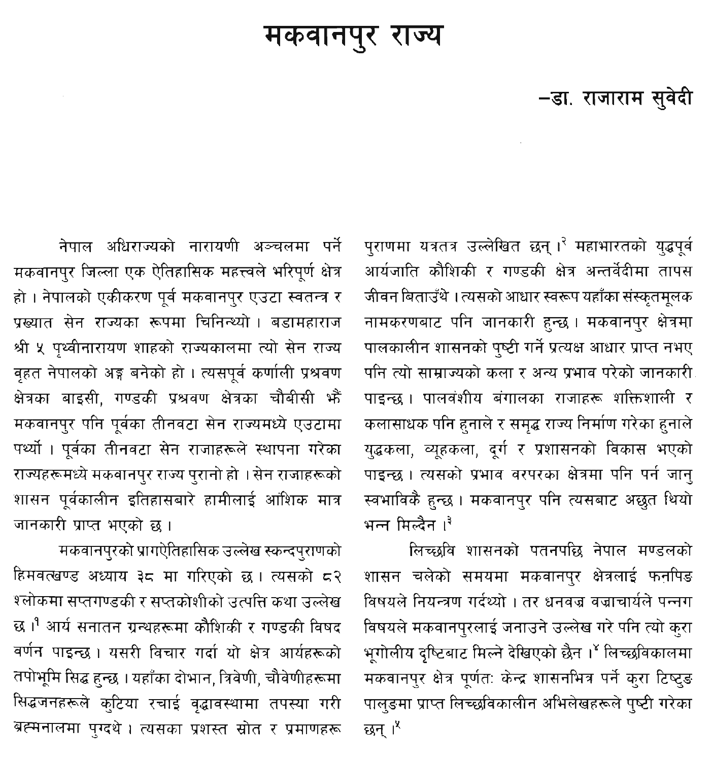# मकवानपुर राज्य

**–डा. राजाराम सुवेदी**

नेपाल अधिराज्यको नारायणी अञ्चलमा पर्ने मकवानपुर जिल्ला एक ऐतिहासिक महत्त्वले भरिपूर्ण क्षेत्र हो । नेपालको एकीकरण पूर्व मकवानपुर एउटा स्वतन्त्र र प्रख्यात सेन राज्यका रूपमा चिनिन्थ्यो । बडामहाराज श्री ५ पृथ्वीनारायण शाहको राज्यकालमा त्यो सेन राज्य वृहत नेपालको अङ्ग बनेको हो । त्यसपूर्व कर्णाली प्रश्रवण क्षेत्रका बाइसी, गण्डकी प्रश्रवण क्षेत्रका चौबीसी झैं मकवानपुर पनि पूर्वका तीनवटा सेन राज्यमध्ये एउटामा पर्थ्यो । पूर्वका तीनवटा सेन राजाहरूले स्थापना गरेका राज्यहरूमध्ये मकवानपुर राज्य पुरानो हो । सेन राजाहरूको शासन पूर्वकालीन इतिहासबारे हामीलाई आंशिक मात्र जानकारी प्राप्त भएको छ ।

मकवानपुरको प्रागऐतिहासिक उल्लेख स्कन्दपुराणको हिमवत्खण्ड अध्याय ३८ मा गरिएको छ । त्यसको ८२ श्लोकमा सप्तगण्डकी र सप्तकोशीको उत्पत्ति कथा उल्लेख छ ।[१] आर्य सनातन ग्रन्थहरूमा कौशिकी र गण्डकी विषद वर्णन पाइन्छ । यसरी विचार गर्दा यो क्षेत्र आर्यहरूको तपोभूमि सिद्ध हुन्छ । यहाँका दोभान, त्रिवेणी, चौवेणीहरूमा सिद्धजनहरूले कुटिया रचाई वृद्धावस्थामा तपस्या गरी ब्रह्मनालमा पुग्दथे । त्यसका प्रशस्त स्रोत र प्रमाणहरू पुराणमा यत्रतत्र उल्लेखित छन् ।[२] महाभारतको युद्धपूर्व आर्यजाति कौशिकी र गण्डकी क्षेत्र अन्तर्वेदीमा तापस जीवन बिताउँथे । त्यसको आधार स्वरूप यहाँका संस्कृतमूलक नामकरणबाट पनि जानकारी हुन्छ । मकवानपुर क्षेत्रमा पालकालीन शासनको पुष्टी गर्ने प्रत्यक्ष आधार प्राप्त नभए पनि त्यो साम्राज्यको कला र अन्य प्रभाव परेको जानकारी पाइन्छ । पालवंशीय बंगालका राजाहरू शक्तिशाली र कलासाधक पनि हुनाले र समृद्ध राज्य निर्माण गरेका हुनाले युद्धकला, व्यूहकला, दुर्ग र प्रशासनको विकास भएको पाइन्छ । त्यसको प्रभाव वरपरका क्षेत्रमा पनि पर्न जानु स्वभाविकै हुन्छ । मकवानपुर पनि त्यसबाट अछुत थियो भन्न मिल्दैन ।[३]

लिच्छवि शासनको पतनपछि नेपाल मण्डलको शासन चलेको समयमा मकवानपुर क्षेत्रलाई फनपिङ विषयले नियन्त्रण गर्दथ्यो । तर धनवज्र वज्राचार्यले पन्नग विषयले मकवानपुरलाई जनाउने उल्लेख गरे पनि त्यो कुरा भूगोलीय दृष्टिबाट मिल्ने देखिएको छैन ।[४] लिच्छविकालमा मकवानपुर क्षेत्र पूर्णतः केन्द्र शासनभित्र पर्ने कुरा टिष्टुङ पालुङमा प्राप्त लिच्छविकालीन अभिलेखहरूले पुष्टी गरेका छन् ।[५]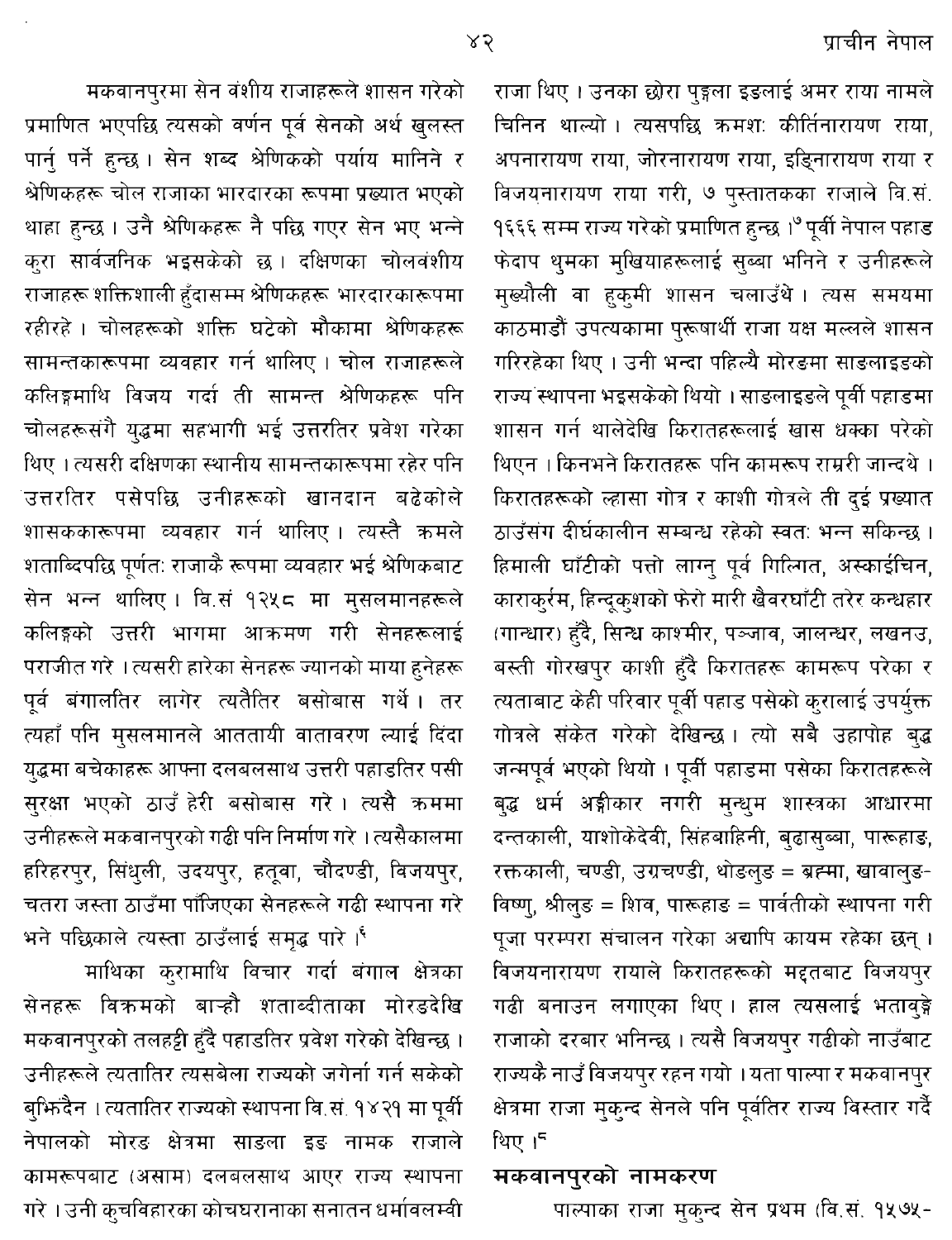मकवानपुरमा सेन वंशीय राजाहरूले शासन गरेको प्रमाणित भएपछि त्यसको वर्णन पूर्व सेनको अर्थ खुलस्त पार्नु पर्ने हुन्छ । सेन शब्द श्रेणिकको पर्याय मानिने र श्रेणिकहरू चोल राजाका भारदारका रूपमा प्रख्यात भएको थाहा हुन्छ । उनै श्रेणिकहरू नै पछि गएर सेन भए भन्ने कुरा सार्वजनिक भइसकेको छ । दक्षिणका चोलवंशीय राजाहरू शक्तिशाली हुँदासम्म श्रेणिकहरू भारदारकारूपमा रहीरहे । चोलहरूको शक्ति घटेको मौकामा श्रेणिकहरू सामन्तकारूपमा व्यवहार गर्न थालिए । चोल राजाहरूले कलिङ्गमाथि विजय गर्दा ती सामन्त श्रेणिकहरू पनि चोलहरूसँगै युद्धमा सहभागी भई उत्तरतिर प्रवेश गरेका थिए । त्यसरी दक्षिणका स्थानीय सामन्तकारूपमा रहेर पनि उत्तरतिर पसेपछि उनीहरूको खानदान बढेकोले शासककारूपमा व्यवहार गर्न थालिए । त्यस्तै क्रमले शताब्दिपछि पूर्णतः राजाकै रूपमा व्यवहार भई श्रेणिकबाट सेन भन्न थालिए । वि.सं १२५८ मा मुसलमानहरूले कलिङ्गको उत्तरी भागमा आक्रमण गरी सेनहरूलाई पराजीत गरे । त्यसरी हारेका सेनहरू ज्यानको माया हुनेहरू पूर्व बंगालतिर लागेर त्यतैतिर बसोबास गर्थे । तर त्यहाँ पनि मुसलमानले आततायी वातावरण ल्याई दिंदा युद्धमा बचेकाहरू आफ्ना दलबलसाथ उत्तरी पहाडतिर पसी सुरक्षा भएको ठाउँ हेरी बसोबास गरे । त्यसै क्रममा उनीहरूले मकवानपुरको गढी पनि निर्माण गरे । त्यसैकालमा हरिहरपुर, सिंधुली, उदयपुर, हतुवा, चौदण्डी, विजयपुर, चतरा जस्ता ठाउँमा पाँजिएका सेनहरूले गढी स्थापना गरे भने पछिकाले त्यस्ता ठाउँलाई समृद्ध पारे ।[६]

माथिका कुरामाथि विचार गर्दा बंगाल क्षेत्रका सेनहरू विक्रमको बाऱ्हौ शताब्दीताका मोरङदेखि मकवानपुरको तलहट्टी हुँदै पहाडतिर प्रवेश गरेको देखिन्छ । उनीहरूले त्यतातिर त्यसबेला राज्यको जगेर्ना गर्न सकेको बुझिदैन । त्यतातिर राज्यको स्थापना वि.सं. १४२१ मा पूर्वी नेपालको मोरङ क्षेत्रमा साङला इङ नामक राजाले कामरूपबाट (असाम) दलबलसाथ आएर राज्य स्थापना गरे । उनी कुचविहारका कोचघरानाका सनातन धर्मावलम्वी राजा थिए । उनका छोरा पुङ्ला इङलाई अमर राया नामले चिनिन थाल्यो । त्यसपछि क्रमशः कीर्तिनारायण राया, अपनारायण राया, जोरनारायण राया, इङ्गिनारायण राया र विजयनारायण राया गरी, ७ पुस्तातकका राजाले वि.सं. १६६६ सम्म राज्य गरेको प्रमाणित हुन्छ ।[७] पूर्वी नेपाल पहाड फेदाप थुमका मुखियाहरूलाई सुब्बा भनिने र उनीहरूले मुख्यौली वा हुकुमी शासन चलाउँथे । त्यस समयमा काठमाडौं उपत्यकामा पुरूषार्थी राजा यक्ष मल्लले शासन गरिरहेका थिए । उनी भन्दा पहिल्यै मोरङमा साङलाइङको राज्य स्थापना भइसकेको थियो । साङलाइङले पूर्वी पहाडमा शासन गर्न थालेदेखि किरातहरूलाई खास धक्का परेको थिएन । किनभने किरातहरू पनि कामरूप राम्ररी जान्दथे । किरातहरूको ल्हासा गोत्र र काशी गोत्रले ती दुई प्रख्यात ठाउँसंग दीर्घकालीन सम्बन्ध रहेको स्वतः भन्न सकिन्छ । हिमाली घाँटीको पत्तो लाग्नु पूर्व गिल्गित, अस्काईचिन, काराकुर्रम, हिन्दूकुशको फेरो मारी खैवरघाँटी तरेर कन्धहार (गान्धार) हुँदै, सिन्ध काश्मीर, पञ्जाव, जालन्धर, लखनउ, बस्ती गोरखपुर काशी हुँदै किरातहरू कामरूप परेका र त्यताबाट केही परिवार पूर्वी पहाड पसेको कुरालाई उपर्युक्त गोत्रले संकेत गरेको देखिन्छ । त्यो सबै उहापोह बुद्ध जन्मपूर्व भएको थियो । पूर्वी पहाडमा पसेका किरातहरूले बुद्ध धर्म अङ्गीकार नगरी मुन्धुम शास्त्रका आधारमा दन्तकाली, याशोकेदेवी, सिंहबाहिनी, बुढासुब्बा, पारूहाङ, रक्तकाली, चण्डी, उग्रचण्डी, थोङलुङ = ब्रह्मा, खावालुङ- विष्णु, श्रीलुङ = शिव, पारूहाङ = पार्वतीको स्थापना गरी पूजा परम्परा संचालन गरेका अद्यापि कायम रहेका छन् । विजयनारायण रायाले किरातहरूको मद्दतबाट विजयपुर गढी बनाउन लगाएका थिए । हाल त्यसलाई भतावुङ्गे राजाको दरबार भनिन्छ । त्यसै विजयपुर गढीको नाउँबाट राज्यकै नाउँ विजयपुर रहन गयो । यता पाल्पा र मकवानपुर क्षेत्रमा राजा मुकुन्द सेनले पनि पूर्वतिर राज्य विस्तार गर्दै थिए ।[८]

## मकवानपुरको नामकरण

पाल्पाका राजा मुकुन्द सेन प्रथम (वि.सं. १५७५-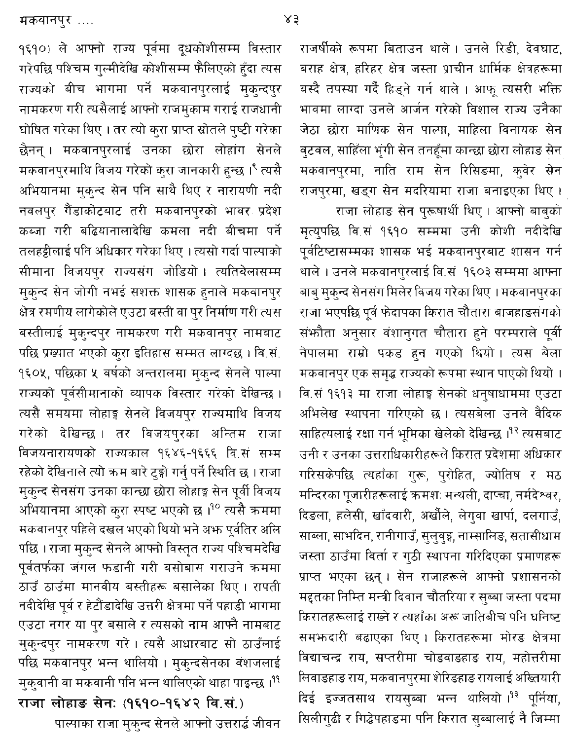१६१०) ले आफ्नो राज्य पूर्वमा दुधकोशीसम्म विस्तार गरेपछि पश्चिम गुल्मीदेखि कोशीसम्म फैलिएको हुँदा त्यस राज्यको बीच भागमा पर्ने मकवानपुरलाई मुकुन्दपुर नामकरण गरी त्यसैलाई आफ्नो राजमुकाम गराई राजधानी घोषित गरेका थिए । तर त्यो कुरा प्राप्त स्रोतले पुष्टी गरेका छैनन् । मकवानपुरलाई उनका छोरा लोहांग सेनले मकवानपुरमाथि विजय गरेको कुरा जानकारी हुन्छ ।[९] त्यसै अभियानमा मुकुन्द सेन पनि साथै थिए र नारायणी नदी नवलपुर गैंडाकोटबाट तरी मकवानपुरको भावर प्रदेश कब्जा गरी बढियानालादेखि कमला नदी बीचमा पर्ने तलहट्टीलाई पनि अधिकार गरेका थिए । त्यसो गर्दा पाल्पाको सीमाना विजयपुर राज्यसंग जोडियो । त्यतिबेलासम्म मुकुन्द सेन जोगी नभई सशक्त शासक हुनाले मकवानपुर क्षेत्र रमणीय लागेकोले एउटा बस्ती वा पुर निर्माण गरी त्यस बस्तीलाई मुकुन्दपुर नामकरण गरी मकवानपुर नामबाट पछि प्रख्यात भएको कुरा इतिहास सम्मत लाग्दछ । वि.सं. १६०५, पछिका ५ वर्षको अन्तरालमा मुकुन्द सेनले पाल्पा राज्यको पूर्वसीमानाको व्यापक विस्तार गरेको देखिन्छ । त्यसै समयमा लोहाङ्ग सेनले विजयपुर राज्यमाथि विजय गरेको देखिन्छ । तर विजयपुरका अन्तिम राजा विजयनारायणको राज्यकाल १६४६-१६६६ वि.सं सम्म रहेको देखिनाले त्यो क्रम बारे टुङ्गो गर्नु पर्ने स्थिति छ । राजा मुकुन्द सेनसंग उनका कान्छा छोरा लोहाङ्ग सेन पूर्वी विजय अभियानमा आएको कुरा स्पष्ट भएको छ ।[१०] त्यसै क्रममा मकवानपुर पहिले दखल भएको थियो भने अझ पूर्वतिर अलि पछि । राजा मुकुन्द सेनले आफ्नो विस्तृत राज्य पश्चिमदेखि पूर्वतर्फका जंगल फडानी गरी बसोबास गराउने क्रममा ठाउँ ठाउँमा मानवीय बस्तीहरू बसालेका थिए । रापती नदीदेखि पूर्व र हेटौंडादेखि उत्तरी क्षेत्रमा पर्ने पहाडी भागमा एउटा नगर या पुर बसाले र त्यसको नाम आफ्नै नामबाट मुकुन्दपुर नामकरण गरे । त्यसै आधारबाट सो ठाउँलाई पछि मकवानपुर भन्न थालियो । मुकुन्दसेनका वंशजलाई मुकुवानी वा मकवानी पनि भन्न थालिएको थाहा पाइन्छ ।[११]

## राजा लोहाङ सेनः (१६१०-१६४२ वि.सं.)

पाल्पाका राजा मुकुन्द सेनले आफ्नो उत्तरार्द्ध जीवन राजर्षीको रूपमा बिताउन थाले । उनले रिडी, देवघाट, बराह क्षेत्र, हरिहर क्षेत्र जस्ता प्राचीन धार्मिक क्षेत्रहरूमा बस्दै तपस्या गर्दै हिड्ने गर्न थाले । आफू त्यसरी भक्ति भावमा लाग्दा उनले आर्जन गरेको विशाल राज्य उनैका जेठा छोरा माणिक सेन पाल्पा, माहिला विनायक सेन वुटवल, साहिँला भृंगी सेन तनहूँमा कान्छा छोरा लोहाङ सेन मकवानपुरमा, नाति राम सेन रिसिङमा, कुवेर सेन राजपुरमा, खड्ग सेन मदरियामा राजा बनाइएका थिए ।

राजा लोहाङ सेन पुरूषार्थी थिए । आफ्नो बाबुको मृत्युपछि वि.सं १६१० सम्ममा उनी कोशी नदीदेखि पूर्वटिष्टासम्मका शासक भई मकवानपुरबाट शासन गर्न थाले । उनले मकवानपुरलाई वि.सं १६०३ सम्ममा आफ्ना बाबु मुकुन्द सेनसंग मिलेर विजय गरेका थिए । मकवानपुरका राजा भएपछि पूर्व फेदापका किरात चौतारा बाजहाङसंगको संझौता अनुसार वंशानुगत चौतारा हुने परम्पराले पूर्वी नेपालमा राम्रो पकड हुन गएको थियो । त्यस बेला मकवानपुर एक समृद्ध राज्यको रूपमा स्थान पाएको थियो । वि.सं १६१३ मा राजा लोहाङ्ग सेनको धनुषाधाममा एउटा अभिलेख स्थापना गरिएको छ । त्यसबेला उनले वैदिक साहित्यलाई रक्षा गर्ने भूमिका खेलेको देखिन्छ ।[१२] त्यसबाट उनी र उनका उत्तराधिकारीहरूले किरात प्रदेशमा अधिकार गरिसकेपछि त्यहाँका गुरू, पुरोहित, ज्योतिष र मठ मन्दिरका पूजारीहरूलाई क्रमशः मन्थली, दाप्चा, नर्मदेश्वर, दिङला, हलेसी, खाँदवारी, अर्खौले, लेगुवा खार्पा, दलगाउँ, साब्ला, साभदिन, रानीगाउँ, सुलुवुङ्ग, नाम्सालिङ, सतासीधाम जस्ता ठाउँमा विर्ता र गुठी स्थापना गरिदिएका प्रमाणहरू प्राप्त भएका छन् । सेन राजाहरूले आफ्नो प्रशासनको मद्दतका निम्ति मन्त्री दिवान चौतरिया र सुब्बा जस्ता पदमा किरातहरूलाई राख्ने र त्यहाँका अरू जातिबीच पनि घनिष्ट समझदारी बढाएका थिए । किरातहरूमा मोरङ क्षेत्रमा विद्याचन्द्र राय, सप्तरीमा चोडवाङहाङ राय, महोत्तरीमा लिवाङहाङ राय, मकवानपुरमा शेरिङहाङ रायलाई अख्तियारी दिई इज्जतसाथ रायसुब्बा भन्न थालियो ।[१३] पूर्निया, सिलीगुढी र गिद्धेपहाडमा पनि किरात सुब्बालाई नै जिम्मा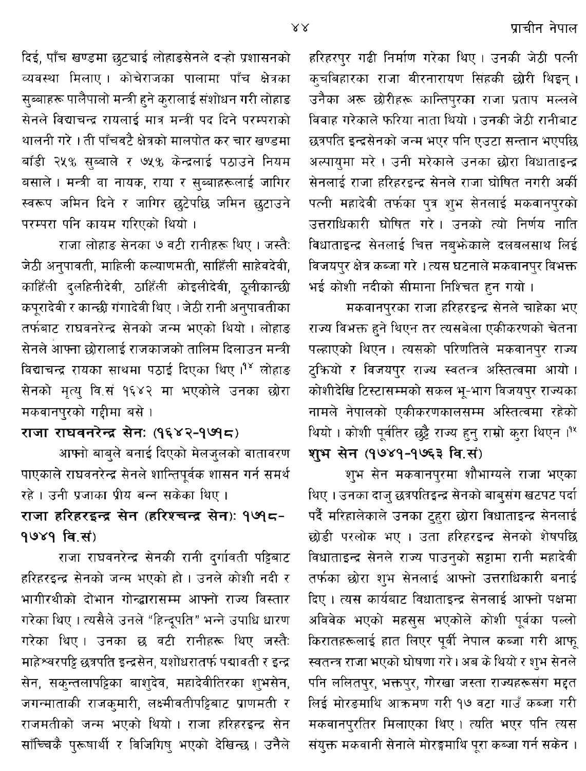दिई, पाँच खण्डमा छुट्याई लोहाङसेनले दऱ्हो प्रशासनको व्यवस्था मिलाए । कोचेराजका पालामा पाँच क्षेत्रका सुब्बाहरू पालैपालो मन्त्री हुने कुरालाई संशोधन गरी लोहाङ सेनले विद्याचन्द्र रायलाई मात्र मन्त्री पद दिने परम्पराको थालनी गरे । ती पाँचवटै क्षेत्रको मालपोत कर चार खण्डमा बाँडी २५% सुब्बाले र ७५% केन्द्रलाई पठाउने नियम बसाले । मन्त्री वा नायक, राया र सुब्बाहरूलाई जागिर स्वरूप जमिन दिने र जागिर छुटेपछि जमिन छुटाउने परम्परा पनि कायम गरिएको थियो ।

राजा लोहाङ सेनका ७ वटी रानीहरू थिए । जस्तैः जेठी अनुपावती, माहिली कल्याणमती, साहिँली साहेवदेवी, काहिँली दुलहिनीदेवी, ठाहिँली कोइलीदेवी, ठूलीकान्छी कपूरादेवी र कान्छी गंगादेवी थिए । जेठी रानी अनुपावतीका तर्फबाट राघवनरेन्द्र सेनको जन्म भएको थियो । लोहाङ सेनले आफ्ना छोरालाई राजकाजको तालिम दिलाउन मन्त्री विद्याचन्द्र रायका साथमा पठाई दिएका थिए ।[१४] लोहाङ सेनको मृत्यु वि.सं १६४२ मा भएकोले उनका छोरा मकवानपुरको गद्दीमा बसे ।

## राजा राघवनरेन्द्र सेनः (१६४२-१७१८)

आफ्नो बाबुले बनाई दिएको मेलजुलको वातावरण पाएकाले राघवनरेन्द्र सेनले शान्तिपूर्वक शासन गर्न समर्थ रहे । उनी प्रजाका प्रीय बन्न सकेका थिए ।

## राजा हरिहरइन्द्र सेन (हरिश्चन्द्र सेन)ः १७१८-१७४१ वि.सं)

राजा राघवनरेन्द्र सेनकी रानी दुर्गावती पट्टिबाट हरिहरइन्द्र सेनको जन्म भएको हो । उनले कोशी नदी र भागीरथीको दोभान गोन्द्वारासम्म आफ्नो राज्य विस्तार गरेका थिए । त्यसैले उनले "हिन्दूपति" भन्ने उपाधि धारण गरेका थिए । उनका छ वटी रानीहरू थिए जस्तैः माहेश्वरपट्टि छत्रपति इन्द्रसेन, यशोधरातर्फ पद्मावती र इन्द्र सेन, सकुन्तलापट्टिका बाशुदेव, महादेवीतिरका शुभसेन, जगन्माताकी राजकुमारी, लक्ष्मीवतीपट्टिबाट प्राणमती र राजमतीको जन्म भएको थियो । राजा हरिहरइन्द्र सेन साँच्चिकै पुरूषार्थी र विजिगिषु भएको देखिन्छ । उनैले हरिहरपुर गढी निर्माण गरेका थिए । उनकी जेठी पत्नी कुचबिहारका राजा बीरनारायण सिंहकी छोरी थिइन् । उनैका अरू छोरीहरू कान्तिपुरका राजा प्रताप मल्लले विवाह गरेकाले फरिया नाता थियो । उनकी जेठी रानीबाट छत्रपति इन्द्रसेनको जन्म भएर पनि एउटा सन्तान भएपछि अल्पायुमा मरे । उनी मरेकाले उनका छोरा विधाताइन्द्र सेनलाई राजा हरिहरइन्द्र सेनले राजा घोषित नगरी अर्की पत्नी महादेवी तर्फका पुत्र शुभ सेनलाई मकवानपुरको उत्तराधिकारी घोषित गरे । उनको त्यो निर्णय नाति विधाताइन्द्र सेनलाई चित्त नबुझेकाले दलबलसाथ लिई विजयपुर क्षेत्र कब्जा गरे । त्यस घटनाले मकवानपुर विभक्त भई कोशी नदीको सीमाना निश्चित हुन गयो ।

मकवानपुरका राजा हरिहरइन्द्र सेनले चाहेका भए राज्य विभक्त हुने थिएन तर त्यसबेला एकीकरणको चेतना पल्हाएको थिएन । त्यसको परिणतिले मकवानपुर राज्य टुक्रियो र विजयपुर राज्य स्वतन्त्र अस्तित्वमा आयो । कोशीदेखि टिस्टासम्मको सकल भू-भाग विजयपुर राज्यका नामले नेपालको एकीकरणकालसम्म अस्तित्वमा रहेको थियो । कोशी पूर्वतिर छुट्टै राज्य हुनु राम्रो कुरा थिएन ।[१५]

## शुभ सेन (१७४१-१७६३ वि.सं)

शुभ सेन मकवानपुरमा शौभाग्यले राजा भएका थिए । उनका दाजु छत्रपतिइन्द्र सेनको बाबुसंग खटपट पर्दा पर्दै मरिहालेकाले उनका टुहुरा छोरा विधाताइन्द्र सेनलाई छोडी परलोक भए । उता हरिहरइन्द्र सेनको शेषपछि विधाताइन्द्र सेनले राज्य पाउनुको सट्टामा रानी महादेवी तर्फका छोरा शुभ सेनलाई आफ्नो उत्तराधिकारी बनाई दिए । त्यस कार्यबाट विधाताइन्द्र सेनलाई आफ्नो पक्षमा अविवेक भएको महसुस भएकोले कोशी पूर्वका पल्लो किरातहरूलाई हात लिएर पूर्वी नेपाल कब्जा गरी आफू स्वतन्त्र राजा भएको घोषणा गरे । अब के थियो र शुभ सेनले पनि ललितपुर, भक्तपुर, गोरखा जस्ता राज्यहरूसंग मद्दत लिई मोरङमाथि आक्रमण गरी १७ वटा गाउँ कब्जा गरी मकवानपुरतिर मिलाएका थिए । त्यति भएर पनि त्यस संयुक्त मकवानी सेनाले मोरङमाथि पूरा कब्जा गर्न सकेन ।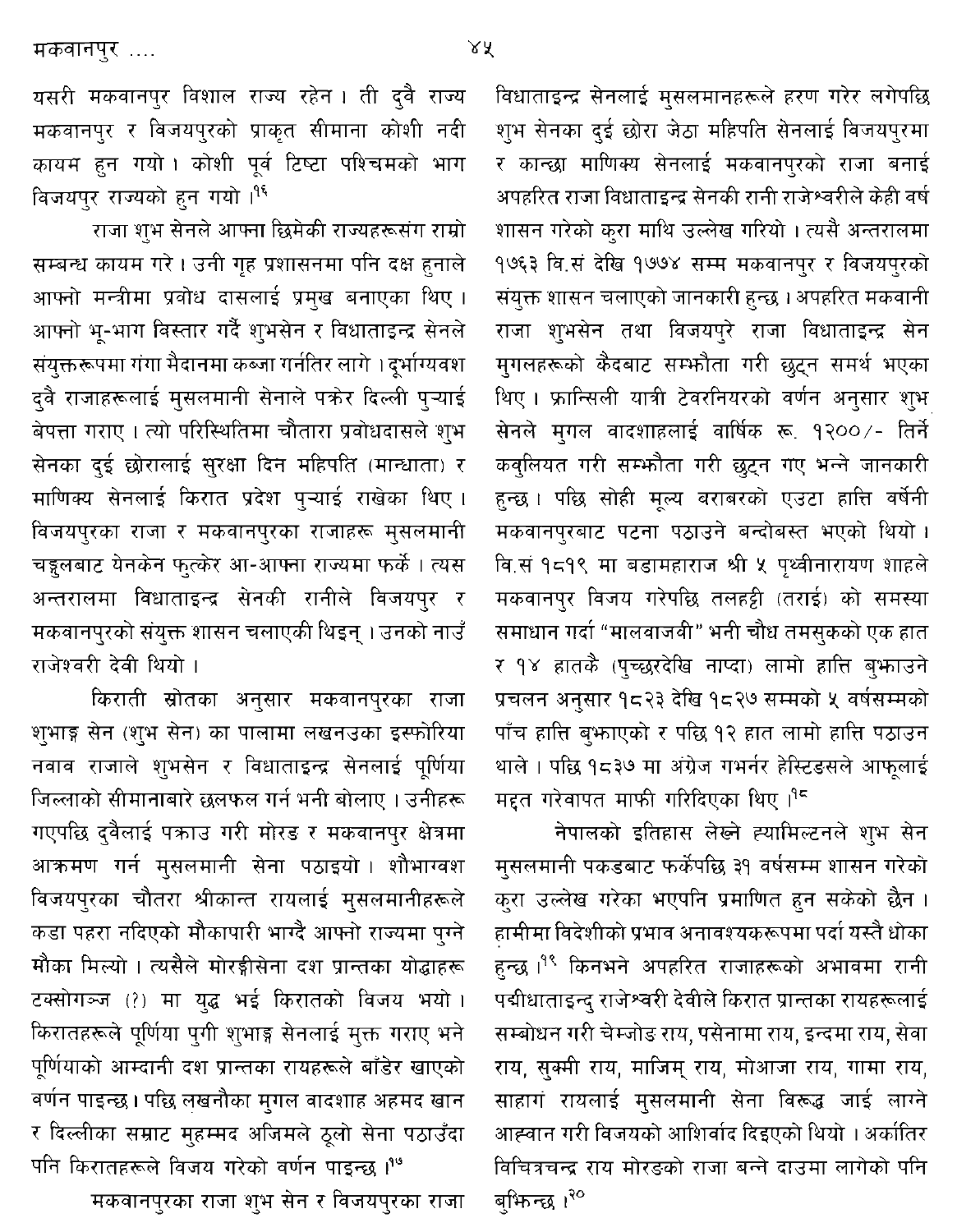यसरी मकवानपुर विशाल राज्य रहेन । ती दुवै राज्य मकवानपुर र विजयपुरको प्राकृत सीमाना कोशी नदी कायम हुन गयो । कोशी पूर्व टिष्टा पश्चिमको भाग विजयपुर राज्यको हुन गयो ।[१६]

राजा शुभ सेनले आफ्ना छिमेकी राज्यहरूसंग राम्रो सम्बन्ध कायम गरे । उनी गृह प्रशासनमा पनि दक्ष हुनाले आफ्नो मन्त्रीमा प्रवोध दासलाई प्रमुख बनाएका थिए । आफ्नो भू-भाग विस्तार गर्दै शुभसेन र विधाताइन्द्र सेनले संयुक्तरूपमा गंगा मैदानमा कब्जा गर्नतिर लागे । दूर्भाग्यवश दुवै राजाहरूलाई मुसलमानी सेनाले पक्रेर दिल्ली पुऱ्याई बेपत्ता गराए । त्यो परिस्थितिमा चौतारा प्रवोधदासले शुभ सेनका दुई छोरालाई सुरक्षा दिन महिपति (मान्धाता) र माणिक्य सेनलाई किरात प्रदेश पुऱ्याई राखेका थिए । विजयपुरका राजा र मकवानपुरका राजाहरू मुसलमानी चङ्गुलबाट येनकेन फुत्केर आ-आफ्ना राज्यमा फर्के । त्यस अन्तरालमा विधाताइन्द्र सेनकी रानीले विजयपुर र मकवानपुरको संयुक्त शासन चलाएकी थिइन् । उनको नाउँ राजेश्वरी देवी थियो ।

किराती स्रोतका अनुसार मकवानपुरका राजा शुभाङ्ग सेन (शुभ सेन) का पालामा लखनउका इस्फोरिया नवाव राजाले शुभसेन र विधाताइन्द्र सेनलाई पूर्णिया जिल्लाको सीमानाबारे छलफल गर्न भनी बोलाए । उनीहरू गएपछि दुवैलाई पक्राउ गरी मोरङ र मकवानपुर क्षेत्रमा आक्रमण गर्न मुसलमानी सेना पठाइयो । शौभाग्यवश विजयपुरका चौतरा श्रीकान्त रायलाई मुसलमानीहरूले कडा पहरा नदिएको मौकापारी भाग्दै आफ्नो राज्यमा पुग्ने मौका मिल्यो । त्यसैले मोरङ्गीसेना दश प्रान्तका योद्धाहरू टक्सोगञ्ज (?) मा युद्ध भई किरातको विजय भयो । किरातहरूले पूर्णिया पुगी शुभाङ्ग सेनलाई मुक्त गराए भने पूर्णियाको आम्दानी दश प्रान्तका रायहरूले बाँडेर खाएको वर्णन पाइन्छ । पछि लखनौका मुगल वादशाह अहमद खान र दिल्लीका सम्राट मुहम्मद अजिमले ठूलो सेना पठाउँदा पनि किरातहरूले विजय गरेको वर्णन पाइन्छ ।[१७]

मकवानपुरका राजा शुभ सेन र विजयपुरका राजा विधाताइन्द्र सेनलाई मुसलमानहरूले हरण गरेर लगेपछि शुभ सेनका दुई छोरा जेठा महिपति सेनलाई विजयपुरमा र कान्छा माणिक्य सेनलाई मकवानपुरको राजा बनाई अपहरित राजा विधाताइन्द्र सेनकी रानी राजेश्वरीले केही वर्ष शासन गरेको कुरा माथि उल्लेख गरियो । त्यसै अन्तरालमा १७६३ वि.सं देखि १७७४ सम्म मकवानपुर र विजयपुरको संयुक्त शासन चलाएको जानकारी हुन्छ । अपहरित मकवानी राजा शुभसेन तथा विजयपुरे राजा विधाताइन्द्र सेन मुगलहरूको कैदबाट सम्झौता गरी छुट्न समर्थ भएका थिए । फ्रान्सिली यात्री टेवरनियरको वर्णन अनुसार शुभ सेनले मुगल वादशाहलाई वार्षिक रू. १२००/- तिर्ने कवुलियत गरी सम्झौता गरी छुट्न गए भन्ने जानकारी हुन्छ । पछि सोही मूल्य बराबरको एउटा हात्ति वर्षेनी मकवानपुरबाट पटना पठाउने बन्दोबस्त भएको थियो । वि.सं १८१९ मा बडामहाराज श्री ५ पृथ्वीनारायण शाहले मकवानपुर विजय गरेपछि तलहट्टी (तराई) को समस्या समाधान गर्दा "मालवाजवी" भनी चौध तमसुकको एक हात र १४ हातकै (पुच्छरदेखि नाप्दा) लामो हात्ति बुझाउने प्रचलन अनुसार १८२३ देखि १८२७ सम्मको ५ वर्षसम्मको पाँच हात्ति बुझाएको र पछि १२ हात लामो हात्ति पठाउन थाले । पछि १८३७ मा अंग्रेज गभर्नर हेस्टिङसले आफूलाई मद्दत गरेवापत माफी गरिदिएका थिए ।[१८]

नेपालको इतिहास लेख्ने ह्यामिल्टनले शुभ सेन मुसलमानी पकडबाट फर्केपछि ३१ वर्षसम्म शासन गरेको कुरा उल्लेख गरेका भएपनि प्रमाणित हुन सकेको छैन । हामीमा विदेशीको प्रभाव अनावश्यकरूपमा पर्दा यस्तै धोका हुन्छ ।[१९] किनभने अपहरित राजाहरूको अभावमा रानी पद्मीधाताइन्दु राजेश्वरी देवीले किरात प्रान्तका रायहरूलाई सम्बोधन गरी चेम्जोङ राय, पसेनामा राय, इन्दमा राय, सेवा राय, सुक्मी राय, माजिम् राय, मोआजा राय, गामा राय, साहाग रायलाई मुसलमानी सेना विरूद्ध जाई लाग्ने आह्वान गरी विजयको आशिर्वाद दिइएको थियो । अर्कोतिर विचित्रचन्द्र राय मोरङको राजा बन्ने दाउमा लागेको पनि बुझिन्छ ।[२०]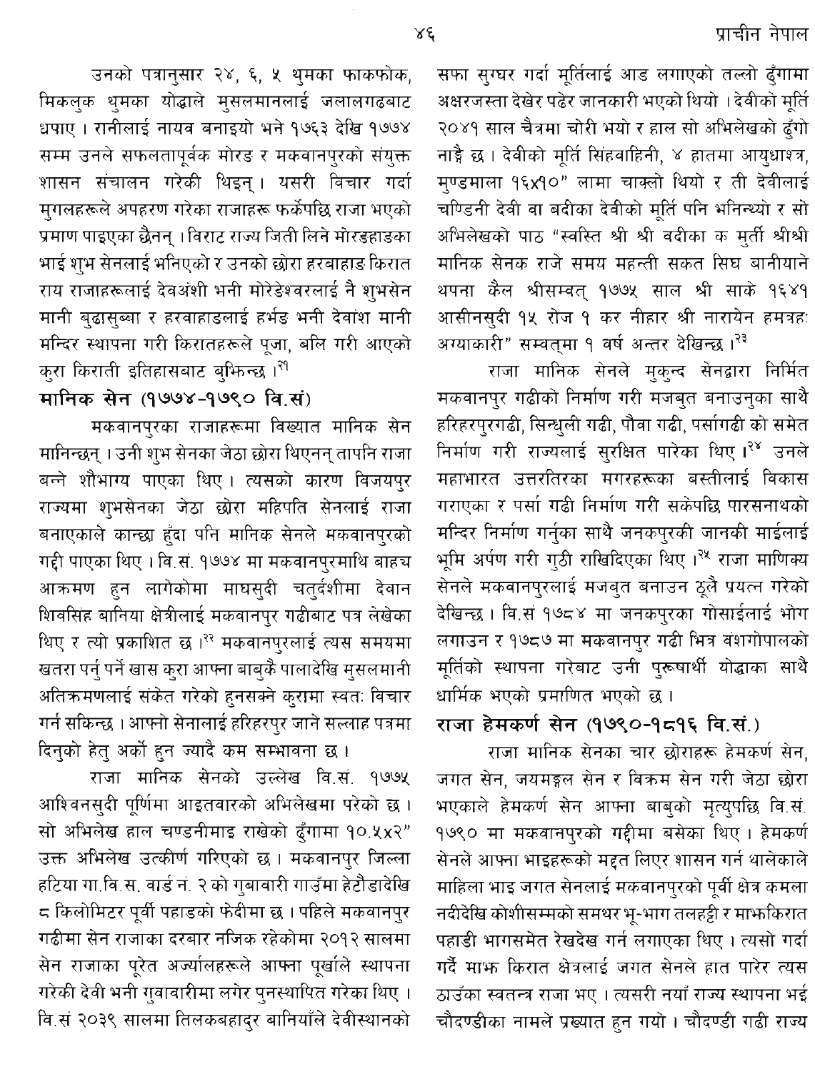उनको पत्रानुसार २४, ६, ५ थुमका फाकफोक, मिकलुक थुमका योद्धाले मुसलमानलाई जलालगढबाट धपाए । रानीलाई नायव बनाइयो भने १७६३ देखि १७७४ सम्म उनले सफलतापूर्वक मोरङ र मकवानपुरको संयुक्त शासन संचालन गरेकी थिइन् । यसरी विचार गर्दा मुगलहरूले अपहरण गरेका राजाहरू फर्केपछि राजा भएको प्रमाण पाइएका छैनन् । विराट राज्य जिती लिने मोरङहाङका भाइ शुभ सेनलाई भनिएको र उनको छोरा हरवाहाङ किरात राय राजाहरूलाई देवअंशी भनी मोरेङेश्वरलाई नै शुभसेन मानी बुढासुब्बा र हरवाहाङलाई हर्भङ भनी देवांश मानी मन्दिर स्थापना गरी किरातहरूले पूजा, बलि गरी आएको कुरा किराती इतिहासबाट बुझिन्छ ।[२१]

## मानिक सेन (१७७४-१७९० वि.सं)

मकवानपुरका राजाहरूमा विख्यात मानिक सेन मानिन्छन् । उनी शुभ सेनका जेठा छोरा थिएनन् तापनि राजा बन्ने शौभाग्य पाएका थिए । त्यसको कारण विजयपुर राज्यमा शुभसेनका जेठा छोरा महिपति सेनलाई राजा बनाएकाले कान्छा हुँदा पनि मानिक सेनले मकवानपुरको गद्दी पाएका थिए । वि.सं. १७७४ मा मकवानपुरमाथि बाहय आक्रमण हुन लागेकोमा माघसुदी चतुर्दशीमा देवान शिवसिंह बानिया क्षेत्रीलाई मकवानपुर गढीबाट पत्र लेखेका थिए र त्यो प्रकाशित छ ।[२२] मकवानपुरलाई त्यस समयमा खतरा पर्नु पर्ने खास कुरा आफ्ना बाबुकै पालादेखि मुसलमानी अतिक्रमणलाई संकेत गरेको हुनसक्ने कुरामा स्वतः विचार गर्न सकिन्छ । आफ्नो सेनालाई हरिहरपुर जाने सल्लाह पत्रमा दिनुको हेतु अर्को हुन ज्यादै कम सम्भावना छ ।

राजा मानिक सेनको उल्लेख वि.सं. १७७५ आश्विनसुदी पूर्णिमा आइतवारको अभिलेखमा परेको छ । सो अभिलेख हाल चण्डनीमाइ राखेको ढुँगामा १०.५x२" उक्त अभिलेख उत्कीर्ण गरिएको छ । मकवानपुर जिल्ला हटिया गा.वि.स. वार्ड नं. २ को गुबावारी गाउँमा हेटौडादेखि ८ किलोमिटर पूर्वी पहाडको फेदीमा छ । पहिले मकवानपुर गढीमा सेन राजाका दरबार नजिक रहेकोमा २०१२ सालमा सेन राजाका पूरेत अर्ज्यालहरूले आफ्ना पूर्खाले स्थापना गरेकी देवी भनी गुवावारीमा लगेर पुनस्थापित गरेका थिए । वि.सं २०३९ सालमा तिलकबहादुर बानियाँले देवीस्थानको सफा सुग्घर गर्दा मूर्तिलाई आड लगाएको तल्लो ढुँगामा अक्षरजस्ता देखेर पढेर जानकारी भएको थियो । देवीको मूर्ति २०४१ साल चैत्रमा चोरी भयो र हाल सो अभिलेखको ढुँगो नाङ्गै छ । देवीको मूर्ति सिंहवाहिनी, ४ हातमा आयुधाश्त्र, मुण्डमाला १६x१०" लामा चाक्लो थियो र ती देवीलाई चण्डिनी देवी वा बदीका देवीको मूर्ति पनि भनिन्थ्यो र सो अभिलेखको पाठ "स्वस्ति श्री श्री वदीका क मुर्ती श्रीश्री मानिक सेनक राजे समय महन्ती सकत सिघ बानीयाने थपना कैल श्रीसम्वत् १७७५ साल श्री साके १६४१ आसीनसुदी १५ रोज १ कर नीहार श्री नारायेन हमत्रहः अग्याकारी" सम्वत्मा १ वर्ष अन्तर देखिन्छ ।[२३]

राजा मानिक सेनले मुकुन्द सेनद्वारा निर्मित मकवानपुर गढीको निर्माण गरी मजबुत बनाउनुका साथै हरिहरपुरगढी, सिन्धुली गढी, पौवा गढी, पर्सागढी को समेत निर्माण गरी राज्यलाई सुरक्षित पारेका थिए ।[२४] उनले महाभारत उत्तरतिरका मगरहरूका बस्तीलाई विकास गराएका र पर्सा गढी निर्माण गरी सकेपछि पारसनाथको मन्दिर निर्माण गर्नुका साथै जनकपुरकी जानकी माईलाई भूमि अर्पण गरी गुठी राखिदिएका थिए ।[२५] राजा माणिक्य सेनले मकवानपुरलाई मजबुत बनाउन ठूलै प्रयत्न गरेको देखिन्छ । वि.सं १७८४ मा जनकपुरका गोसाईलाई भोग लगाउन र १७८७ मा मकवानपुर गढी भित्र वंशगोपालको मूर्तिको स्थापना गरेबाट उनी पुरूषार्थी योद्धाका साथै धार्मिक भएको प्रमाणित भएको छ ।

## राजा हेमकर्ण सेन (१७९०-१८१६ वि.सं.)

राजा मानिक सेनका चार छोराहरू हेमकर्ण सेन, जगत सेन, जयमङ्गल सेन र विक्रम सेन गरी जेठा छोरा भएकाले हेमकर्ण सेन आफ्ना बाबुको मृत्युपछि वि.सं. १७९० मा मकवानपुरको गद्दीमा बसेका थिए । हेमकर्ण सेनले आफ्ना भाइहरूको मद्दत लिएर शासन गर्न थालेकाले माहिला भाइ जगत सेनलाई मकवानपुरको पूर्वी क्षेत्र कमला नदीदेखि कोशीसम्मको समथर भू-भाग तलहट्टी र माझकिरात पहाडी भागसमेत रेखदेख गर्न लगाएका थिए । त्यसो गर्दा गर्दै माझ किरात क्षेत्रलाई जगत सेनले हात पारेर त्यस ठाउँका स्वतन्त्र राजा भए । त्यसरी नयाँ राज्य स्थापना भई चौदण्डीका नामले प्रख्यात हुन गयो । चौदण्डी गढी राज्य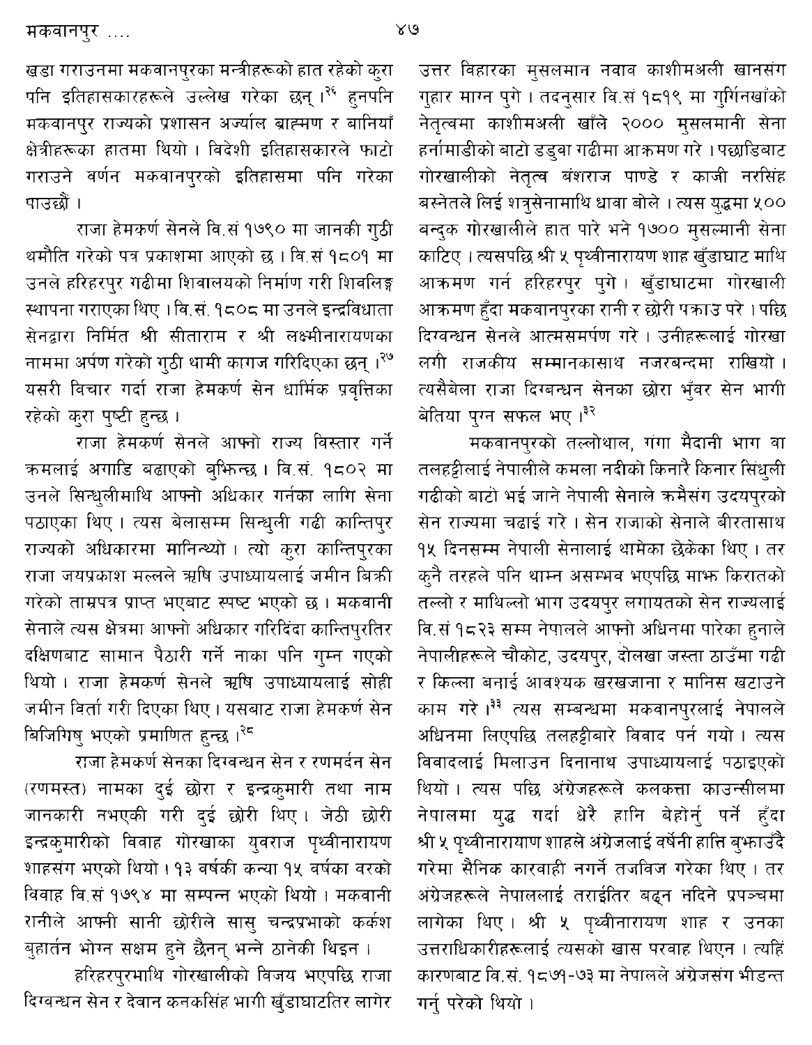खडा गराउनमा मकवानपुरका मन्त्रीहरूको हात रहेको कुरा पनि इतिहासकारहरूले उल्लेख गरेका छन् ।[२६] हुनपनि मकवानपुर राज्यको प्रशासन अर्ज्याल ब्राह्मण र बानियाँ क्षेत्रीहरूका हातमा थियो । विदेशी इतिहासकारले फाटो गराउने वर्णन मकवानपुरको इतिहासमा पनि गरेका पाउछौं ।

राजा हेमकर्ण सेनले वि.सं १७९० मा जानकी गुठी थमौति गरेको पत्र प्रकाशमा आएको छ । वि.सं १८०१ मा उनले हरिहरपुर गढीमा शिवालयको निर्माण गरी शिवलिङ्ग स्थापना गराएका थिए । वि.सं. १८०८ मा उनले इन्द्रविधाता सेनद्वारा निर्मित श्री सीताराम र श्री लक्ष्मीनारायणका नाममा अर्पण गरेको गुठी थामी कागज गरिदिएका छन् ।[२७] यसरी विचार गर्दा राजा हेमकर्ण सेन धार्मिक प्रवृत्तिका रहेको कुरा पुष्टी हुन्छ ।

राजा हेमकर्ण सेनले आफ्नो राज्य विस्तार गर्ने क्रमलाई अगाडि बढाएको बुझिन्छ । वि.सं. १८०२ मा उनले सिन्धुलीमाथि आफ्नो अधिकार गर्नका लागि सेना पठाएका थिए । त्यस बेलासम्म सिन्धुली गढी कान्तिपुर राज्यको अधिकारमा मानिन्थ्यो । त्यो कुरा कान्तिपुरका राजा जयप्रकाश मल्लले ऋषि उपाध्यायलाई जमीन बिक्री गरेको ताम्रपत्र प्राप्त भएबाट स्पष्ट भएको छ । मकवानी सेनाले त्यस क्षेत्रमा आफ्नो अधिकार गरिदिंदा कान्तिपुरतिर दक्षिणबाट सामान पैठारी गर्ने नाका पनि गुम्न गएको थियो । राजा हेमकर्ण सेनले ऋषि उपाध्यायलाई सोही जमीन विर्ता गरी दिएका थिए । यसबाट राजा हेमकर्ण सेन बिजिगिषु भएको प्रमाणित हुन्छ ।[२८]

राजा हेमकर्ण सेनका दिग्वन्धन सेन र रणमर्दन सेन (रणमस्त) नामका दुई छोरा र इन्द्रकुमारी तथा नाम जानकारी नभएकी गरी दुई छोरी थिए । जेठी छोरी इन्द्रकुमारीको विवाह गोरखाका युवराज पृथ्वीनारायण शाहसंग भएको थियो । १३ वर्षकी कन्या १५ वर्षका वरको विवाह वि.सं १७९४ मा सम्पन्न भएको थियो । मकवानी रानीले आफ्नी सानी छोरीले सासु चन्द्रप्रभाको कर्कश बुहार्तन भोग्न सक्षम हुने छैनन् भन्ने ठानेकी थिइन ।

हरिहरपुरमाथि गोरखालीको विजय भएपछि राजा दिग्वन्धन सेन र देवान कनकसिंह भागी खुँडाघाटतिर लागेर उत्तर विहारका मुसलमान नवाव काशीमअली खानसंग गुहार माग्न पुगे । तदनुसार वि.सं १८१९ मा गुर्गिनखाँको नेतृत्वमा काशीमअली खाँले २००० मुसलमानी सेना हर्नामाडीको बाटो डडुवा गढीमा आक्रमण गरे । पछाडिबाट गोरखालीको नेतृत्व बंशराज पाण्डे र काजी नरसिंह बस्नेतले लिई शत्रुसेनामाथि धावा बोले । त्यस युद्धमा ५०० बन्दुक गोरखालीले हात पारे भने १७०० मुसल्मानी सेना काटिए । त्यसपछि श्री ५ पृथ्वीनारायण शाह खुँडाघाट माथि आक्रमण गर्न हरिहरपुर पुगे । खुँडाघाटमा गोरखाली आक्रमण हुँदा मकवानपुरका रानी र छोरी पक्राउ परे । पछि दिग्वन्धन सेनले आत्मसमर्पण गरे । उनीहरूलाई गोरखा लगी राजकीय सम्मानकासाथ नजरबन्दमा राखियो । त्यसैबेला राजा दिग्बन्धन सेनका छोरा भुँवर सेन भागी बेतिया पुग्न सफल भए ।[३२]

मकवानपुरको तल्लोथाल, गंगा मैदानी भाग वा तलहट्टीलाई नेपालीले कमला नदीको किनारै किनार सिंधुली गढीको बाटो भई जाने नेपाली सेनाले क्रमैसंग उदयपुरको सेन राज्यमा चढाई गरे । सेन राजाको सेनाले बीरतासाथ १५ दिनसम्म नेपाली सेनालाई थामेका छेकेका थिए । तर कुनै तरहले पनि थाम्न असम्भव भएपछि माझ किरातको तल्लो र माथिल्लो भाग उदयपुर लगायतको सेन राज्यलाई वि.सं १८२३ सम्म नेपालले आफ्नो अधिनमा पारेका हुनाले नेपालीहरूले चौकोट, उदयपुर, दोलखा जस्ता ठाउँमा गढी र किल्ला बनाई आवश्यक खरखजाना र मानिस खटाउने काम गरे ।[३३] त्यस सम्बन्धमा मकवानपुरलाई नेपालले अधिनमा लिएपछि तलहट्टीबारे विवाद पर्न गयो । त्यस विवादलाई मिलाउन दिनानाथ उपाध्यायलाई पठाइएको थियो । त्यस पछि अंग्रेजहरूले कलकत्ता काउन्सीलमा नेपालमा युद्ध गर्दा धेरै हानि बेहोर्नु पर्ने हुँदा श्री ५ पृथ्वीनारायाण शाहले अंग्रेजलाई वर्षेनी हात्ति बुझाउँदै गरेमा सैनिक कारवाही नगर्ने तजविज गरेका थिए । तर अंग्रेजहरूले नेपाललाई तराईतिर बढ्न नदिने प्रपञ्चमा लागेका थिए । श्री ५ पृथ्वीनारायण शाह र उनका उत्तराधिकारीहरूलाई त्यसको खास परवाह थिएन । त्यहिं कारणबाट वि.सं. १८७१-७३ मा नेपालले अंग्रेजसंग भीडन्त गर्नु परेको थियो ।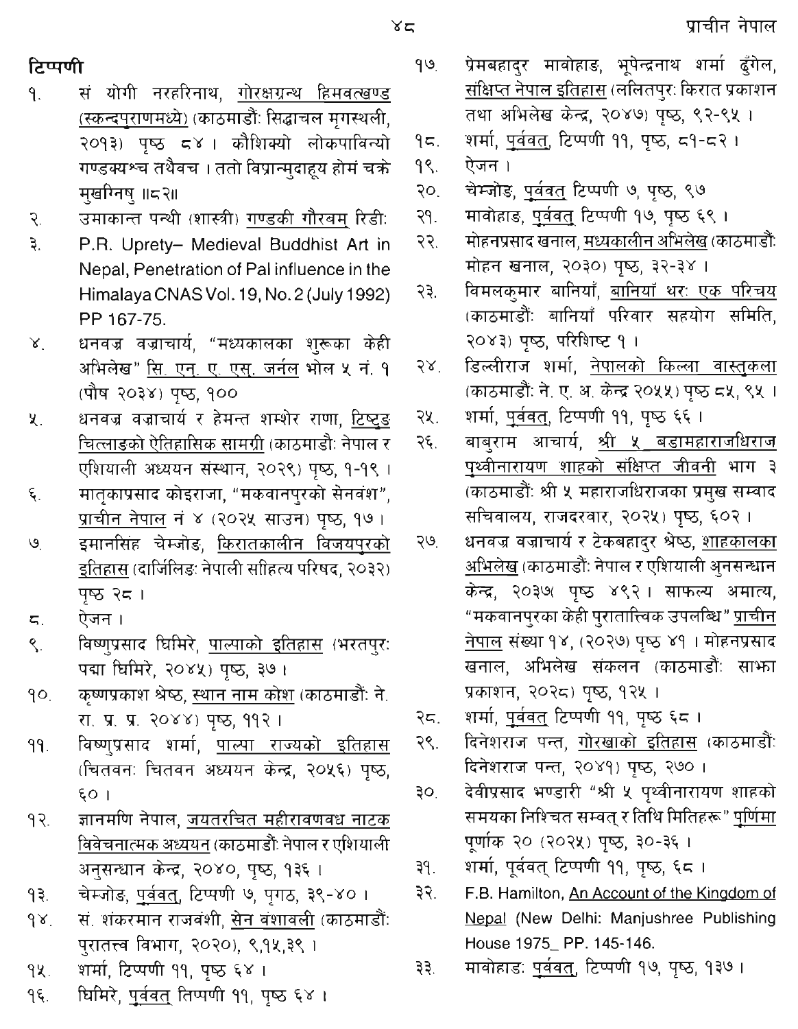## टिप्पणी

१. सं योगी नरहरिनाथ, गोरक्षग्रन्थ हिमवत्खण्ड (स्कन्दपुराणमध्ये) (काठमाडौं: सिद्धाचल मृगस्थली, २०१३) पृष्ठ ८४ । कौशिक्यो लोकपावित्यो गण्डक्यश्च तथैवच । ततो विप्रान्मुदाहूय होमं चक्रे मुखग्निषु ॥८२॥
२. उमाकान्त पन्थी (शास्त्री) गण्डकी गौरवम् रिडी:
३. P.R. Uprety– Medieval Buddhist Art in Nepal, Penetration of Pal influence in the Himalaya CNAS Vol. 19, No. 2 (July 1992) PP 167-75.
४. धनवज्र वज्राचार्य, "मध्यकालका शुरूका केही अभिलेख" सि. एन. ए. एस. जर्नल भोल ५ नं. १ (पौष २०३४) पृष्ठ, १००
५. धनवज्र वज्राचार्य र हेमन्त शम्शेर राणा, टिष्टुङ चित्लाङको ऐतिहासिक सामग्री (काठमाडौं: नेपाल र एशियाली अध्ययन संस्थान, २०२९) पृष्ठ, १-१९ ।
६. मातृकाप्रसाद कोइराजा, "मकवानपुरको सेनवंश", प्राचीन नेपाल नं ४ (२०२५ साउन) पृष्ठ, १७ ।
७. इमानसिंह चेम्जोङ, किरातकालीन विजयपुरको इतिहास (दार्जिलिङः नेपाली साहित्य परिषद, २०३२) पृष्ठ २८ ।
८. ऐजन ।
९. विष्णुप्रसाद घिमिरे, पाल्पाको इतिहास (भरतपुरः पद्मा घिमिरे, २०४५) पृष्ठ, ३७ ।
१०. कृष्णप्रकाश श्रेष्ठ, स्थान नाम कोश (काठमाडौं: ने. रा. प्र. प्र. २०४४) पृष्ठ, ११२ ।
११. विष्णुप्रसाद शर्मा, पाल्पा राज्यको इतिहास (चितवनः चितवन अध्ययन केन्द्र, २०५६) पृष्ठ, ६० ।
१२. ज्ञानमणि नेपाल, जयतरचित महीरावणवध नाटक विवेचनात्मक अध्ययन (काठमाडौं: नेपाल र एशियाली अनुसन्धान केन्द्र, २०४०, पृष्ठ, १३६ ।
१३. चेम्जोङ, पूर्ववत्, टिप्पणी ७, पृगठ, ३९-४० ।
१४. सं. शंकरमान राजवंशी, सेन वंशावली (काठमाडौं: पुरातत्त्व विभाग, २०२०), ९,१५,३९ ।
१५. शर्मा, टिप्पणी ११, पृष्ठ ६४ ।
१६. घिमिरे, पूर्ववत् तिप्पणी ११, पृष्ठ ६४ ।
१७. प्रेमबहादुर मावोहाङ, भूपेन्द्रनाथ शर्मा ढुंगेल, संक्षिप्त नेपाल इतिहास (ललितपुरः किरात प्रकाशन तथा अभिलेख केन्द्र, २०४७) पृष्ठ, ९२-९५ ।
१८. शर्मा, पूर्ववत्, टिप्पणी ११, पृष्ठ, ८१-८२ ।
१९. ऐजन ।
२०. चेम्जोङ, पूर्ववत् टिप्पणी ७, पृष्ठ, ९७
२१. मावोहाङ, पूर्ववत् टिप्पणी १७, पृष्ठ ६९ ।
२२. मोहनप्रसाद खनाल, मध्यकालीन अभिलेख (काठमाडौं: मोहन खनाल, २०३०) पृष्ठ, ३२-३४ ।
२३. विमलकुमार बानियाँ, बानियाँ थरः एक परिचय (काठमाडौं: बानियाँ परिवार सहयोग समिति, २०४३) पृष्ठ, परिशिष्ट १ ।
२४. डिल्लीराज शर्मा, नेपालको किल्ला वास्तुकला (काठमाडौं: ने. ए. अ. केन्द्र २०५५) पृष्ठ ८५, ९५ ।
२५. शर्मा, पूर्ववत्, टिप्पणी ११, पृष्ठ ६६ ।
२६. बाबुराम आचार्य, श्री ५ बडामहाराजधिराज पृथ्वीनारायण शाहको संक्षिप्त जीवनी भाग ३ (काठमाडौं: श्री ५ महाराजधिराजका प्रमुख सम्वाद सचिवालय, राजदरवार, २०२५) पृष्ठ, ६०२ ।
२७. धनवज्र वज्राचार्य र टेकबहादुर श्रेष्ठ, शाहकालका अभिलेख (काठमाडौं: नेपाल र एशियाली अनुसन्धान केन्द्र, २०३७ पृष्ठ ४९२ । साफल्य अमात्य, "मकवानपुरका केही पुरातात्त्विक उपलब्धि" प्राचीन नेपाल संख्या १४, (२०२७) पृष्ठ ४१ । मोहनप्रसाद खनाल, अभिलेख संकलन (काठमाडौं: साझा प्रकाशन, २०२८) पृष्ठ, १२५ ।
२८. शर्मा, पूर्ववत् टिप्पणी ११, पृष्ठ ६८ ।
२९. दिनेशराज पन्त, गोरखाको इतिहास (काठमाडौं: दिनेशराज पन्त, २०४१) पृष्ठ, २७० ।
३०. देवीप्रसाद भण्डारी "श्री ५ पृथ्वीनारायण शाहको समयका निश्चित सम्वत् र तिथि मितिहरू" पूर्णिमा पूर्णाक २० (२०२५) पृष्ठ, ३०-३६ ।
३१. शर्मा, पूर्ववत् टिप्पणी ११, पृष्ठ, ६८ ।
३२. F.B. Hamilton, An Account of the Kingdom of Nepal (New Delhi: Manjushree Publishing House 1975_ PP. 145-146.
३३. मावोहाङ: पूर्ववत्, टिप्पणी १७, पृष्ठ, १३७ ।